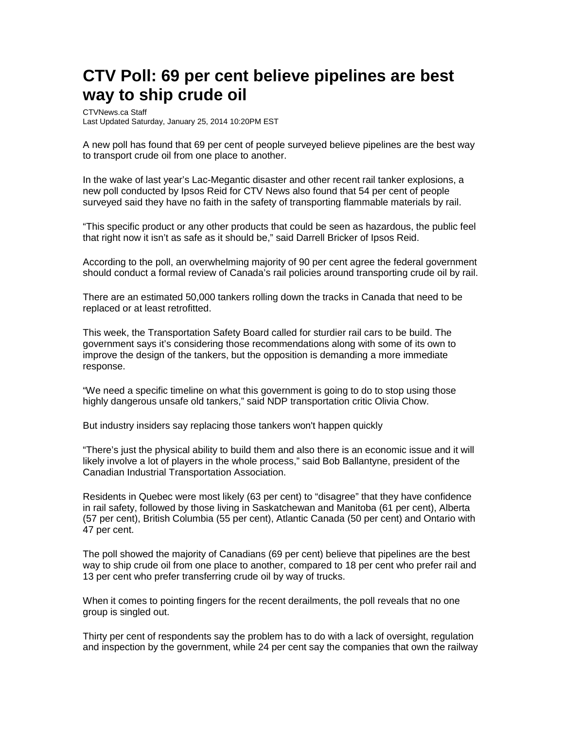# CTV Poll: 69 per cent believe pipelines are best way to ship crude oil

CTVNews.ca Staff
Last Updated Saturday, January 25, 2014 10:20PM EST

A new poll has found that 69 per cent of people surveyed believe pipelines are the best way to transport crude oil from one place to another.

In the wake of last year's Lac-Megantic disaster and other recent rail tanker explosions, a new poll conducted by Ipsos Reid for CTV News also found that 54 per cent of people surveyed said they have no faith in the safety of transporting flammable materials by rail.

"This specific product or any other products that could be seen as hazardous, the public feel that right now it isn't as safe as it should be," said Darrell Bricker of Ipsos Reid.

According to the poll, an overwhelming majority of 90 per cent agree the federal government should conduct a formal review of Canada's rail policies around transporting crude oil by rail.

There are an estimated 50,000 tankers rolling down the tracks in Canada that need to be replaced or at least retrofitted.

This week, the Transportation Safety Board called for sturdier rail cars to be build. The government says it's considering those recommendations along with some of its own to improve the design of the tankers, but the opposition is demanding a more immediate response.

"We need a specific timeline on what this government is going to do to stop using those highly dangerous unsafe old tankers," said NDP transportation critic Olivia Chow.

But industry insiders say replacing those tankers won't happen quickly

"There's just the physical ability to build them and also there is an economic issue and it will likely involve a lot of players in the whole process," said Bob Ballantyne, president of the Canadian Industrial Transportation Association.

Residents in Quebec were most likely (63 per cent) to "disagree" that they have confidence in rail safety, followed by those living in Saskatchewan and Manitoba (61 per cent), Alberta (57 per cent), British Columbia (55 per cent), Atlantic Canada (50 per cent) and Ontario with 47 per cent.

The poll showed the majority of Canadians (69 per cent) believe that pipelines are the best way to ship crude oil from one place to another, compared to 18 per cent who prefer rail and 13 per cent who prefer transferring crude oil by way of trucks.

When it comes to pointing fingers for the recent derailments, the poll reveals that no one group is singled out.

Thirty per cent of respondents say the problem has to do with a lack of oversight, regulation and inspection by the government, while 24 per cent say the companies that own the railway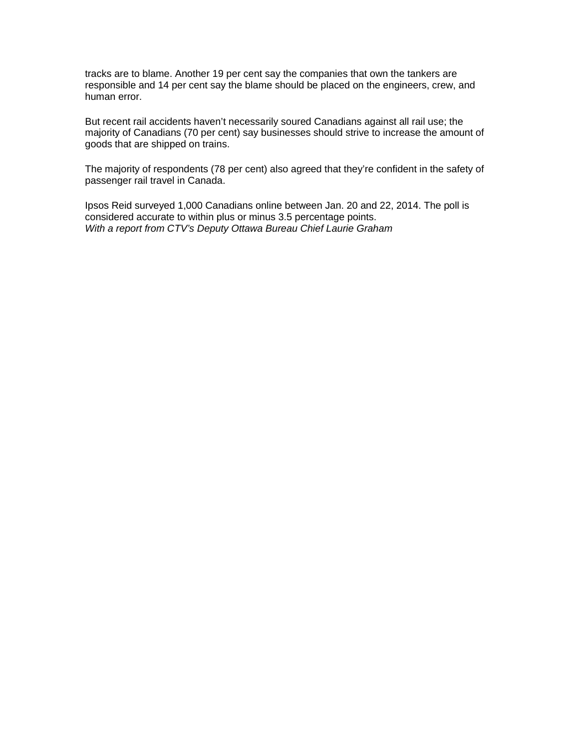tracks are to blame. Another 19 per cent say the companies that own the tankers are responsible and 14 per cent say the blame should be placed on the engineers, crew, and human error.

But recent rail accidents haven't necessarily soured Canadians against all rail use; the majority of Canadians (70 per cent) say businesses should strive to increase the amount of goods that are shipped on trains.

The majority of respondents (78 per cent) also agreed that they're confident in the safety of passenger rail travel in Canada.

Ipsos Reid surveyed 1,000 Canadians online between Jan. 20 and 22, 2014. The poll is considered accurate to within plus or minus 3.5 percentage points.
*With a report from CTV's Deputy Ottawa Bureau Chief Laurie Graham*